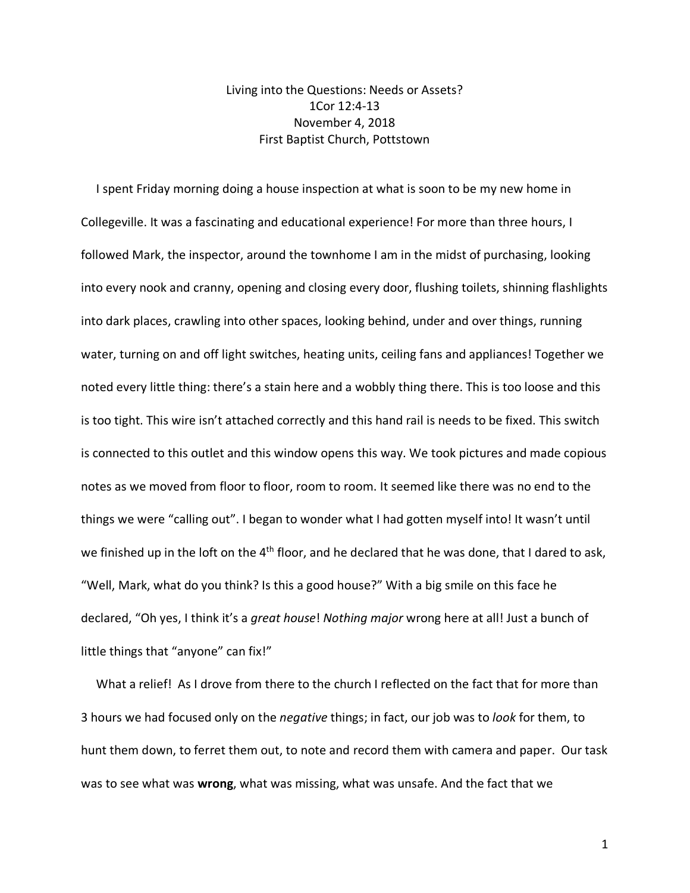# Living into the Questions: Needs or Assets?

1Cor 12:4-13

November 4, 2018

First Baptist Church, Pottstown

I spent Friday morning doing a house inspection at what is soon to be my new home in Collegeville. It was a fascinating and educational experience! For more than three hours, I followed Mark, the inspector, around the townhome I am in the midst of purchasing, looking into every nook and cranny, opening and closing every door, flushing toilets, shinning flashlights into dark places, crawling into other spaces, looking behind, under and over things, running water, turning on and off light switches, heating units, ceiling fans and appliances! Together we noted every little thing: there's a stain here and a wobbly thing there. This is too loose and this is too tight. This wire isn't attached correctly and this hand rail is needs to be fixed. This switch is connected to this outlet and this window opens this way. We took pictures and made copious notes as we moved from floor to floor, room to room. It seemed like there was no end to the things we were "calling out". I began to wonder what I had gotten myself into! It wasn't until we finished up in the loft on the 4th floor, and he declared that he was done, that I dared to ask, "Well, Mark, what do you think? Is this a good house?" With a big smile on this face he declared, "Oh yes, I think it's a *great house*! *Nothing major* wrong here at all! Just a bunch of little things that "anyone" can fix!"

What a relief! As I drove from there to the church I reflected on the fact that for more than 3 hours we had focused only on the *negative* things; in fact, our job was to *look* for them, to hunt them down, to ferret them out, to note and record them with camera and paper. Our task was to see what was **wrong**, what was missing, what was unsafe. And the fact that we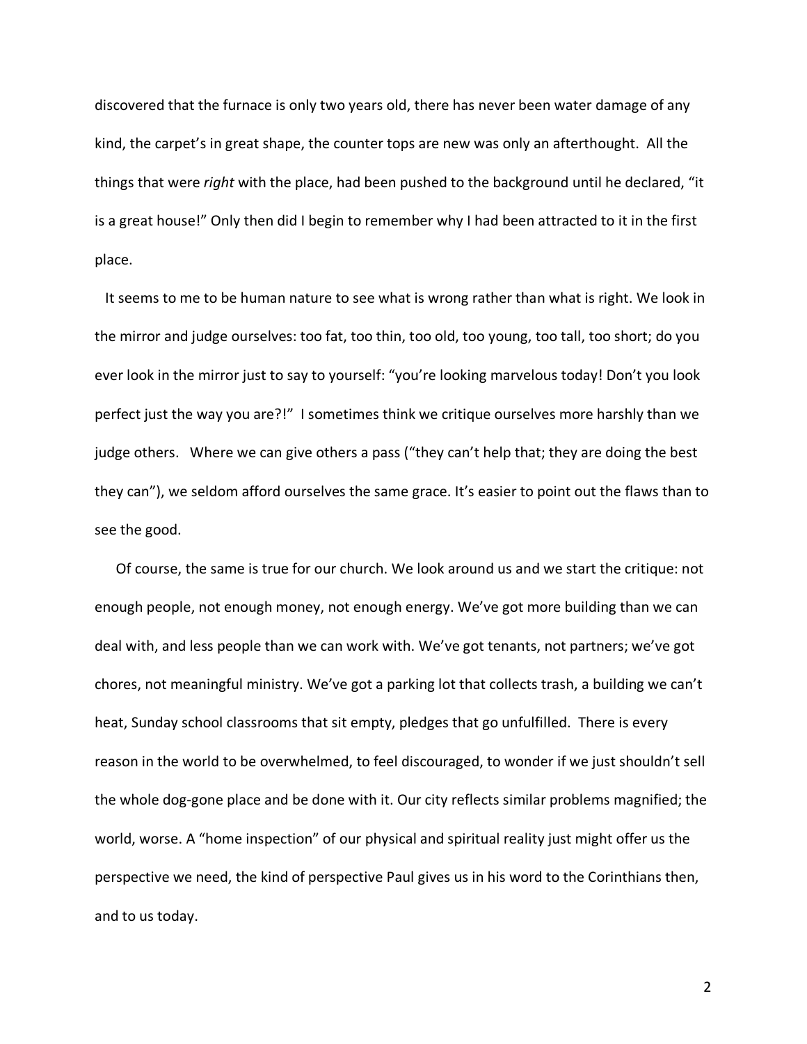discovered that the furnace is only two years old, there has never been water damage of any kind, the carpet's in great shape, the counter tops are new was only an afterthought. All the things that were *right* with the place, had been pushed to the background until he declared, "it is a great house!" Only then did I begin to remember why I had been attracted to it in the first place.

It seems to me to be human nature to see what is wrong rather than what is right. We look in the mirror and judge ourselves: too fat, too thin, too old, too young, too tall, too short; do you ever look in the mirror just to say to yourself: "you're looking marvelous today! Don't you look perfect just the way you are?!" I sometimes think we critique ourselves more harshly than we judge others. Where we can give others a pass ("they can't help that; they are doing the best they can"), we seldom afford ourselves the same grace. It's easier to point out the flaws than to see the good.

Of course, the same is true for our church. We look around us and we start the critique: not enough people, not enough money, not enough energy. We've got more building than we can deal with, and less people than we can work with. We've got tenants, not partners; we've got chores, not meaningful ministry. We've got a parking lot that collects trash, a building we can't heat, Sunday school classrooms that sit empty, pledges that go unfulfilled. There is every reason in the world to be overwhelmed, to feel discouraged, to wonder if we just shouldn't sell the whole dog-gone place and be done with it. Our city reflects similar problems magnified; the world, worse. A "home inspection" of our physical and spiritual reality just might offer us the perspective we need, the kind of perspective Paul gives us in his word to the Corinthians then, and to us today.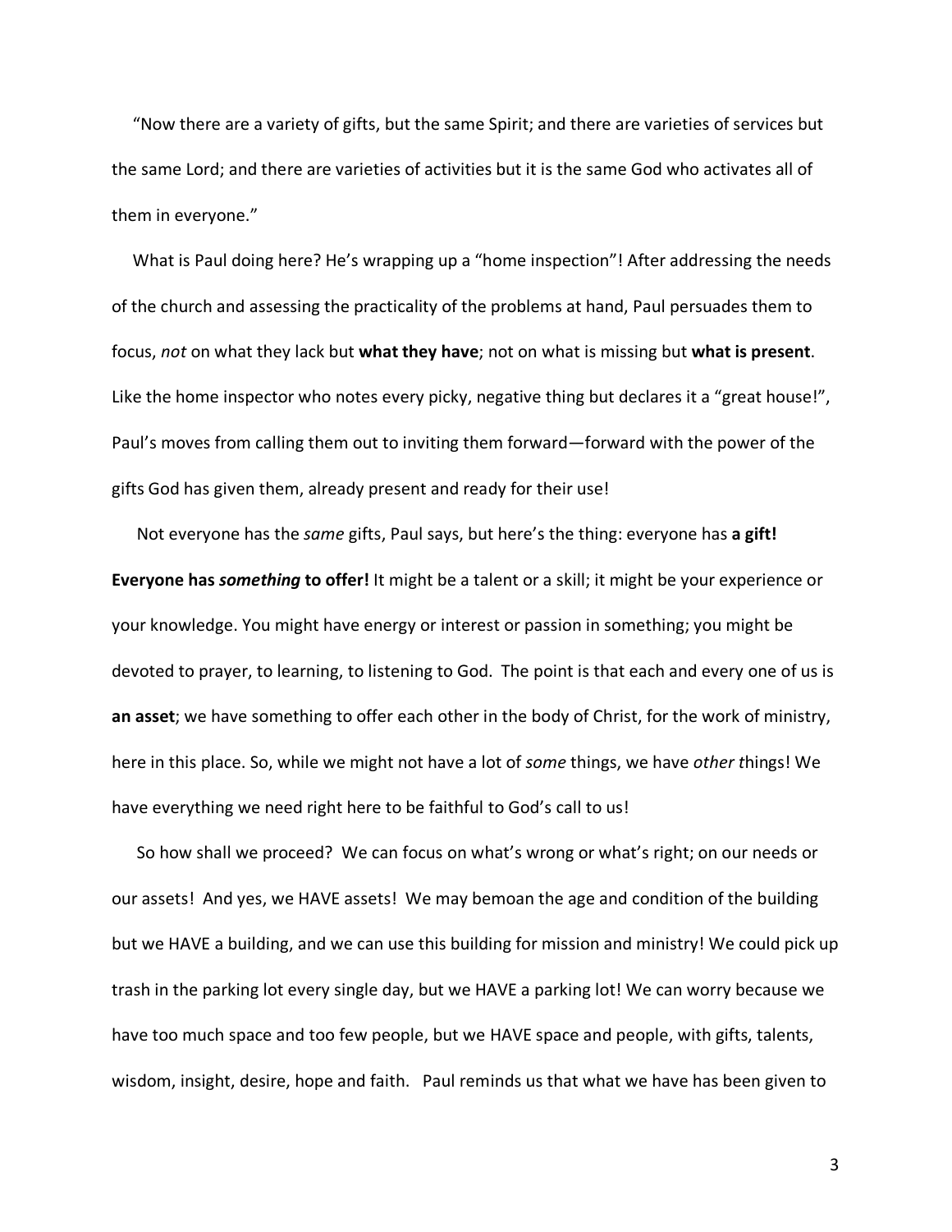"Now there are a variety of gifts, but the same Spirit; and there are varieties of services but the same Lord; and there are varieties of activities but it is the same God who activates all of them in everyone."

What is Paul doing here? He's wrapping up a "home inspection"! After addressing the needs of the church and assessing the practicality of the problems at hand, Paul persuades them to focus, *not* on what they lack but **what they have**; not on what is missing but **what is present**. Like the home inspector who notes every picky, negative thing but declares it a "great house!", Paul's moves from calling them out to inviting them forward—forward with the power of the gifts God has given them, already present and ready for their use!

Not everyone has the *same* gifts, Paul says, but here's the thing: everyone has **a gift! Everyone has *something* to offer!** It might be a talent or a skill; it might be your experience or your knowledge. You might have energy or interest or passion in something; you might be devoted to prayer, to learning, to listening to God. The point is that each and every one of us is **an asset**; we have something to offer each other in the body of Christ, for the work of ministry, here in this place. So, while we might not have a lot of *some* things, we have *other t*hings! We have everything we need right here to be faithful to God's call to us!

So how shall we proceed? We can focus on what's wrong or what's right; on our needs or our assets! And yes, we HAVE assets! We may bemoan the age and condition of the building but we HAVE a building, and we can use this building for mission and ministry! We could pick up trash in the parking lot every single day, but we HAVE a parking lot! We can worry because we have too much space and too few people, but we HAVE space and people, with gifts, talents, wisdom, insight, desire, hope and faith. Paul reminds us that what we have has been given to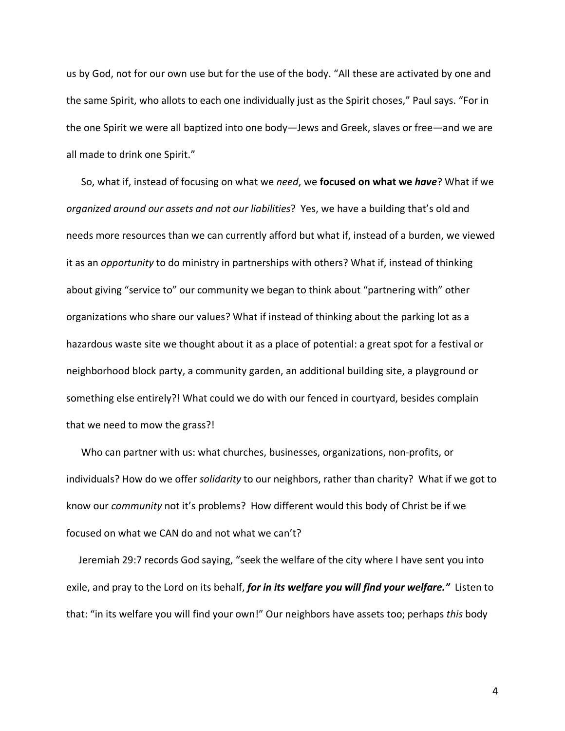us by God, not for our own use but for the use of the body. "All these are activated by one and the same Spirit, who allots to each one individually just as the Spirit choses," Paul says. "For in the one Spirit we were all baptized into one body—Jews and Greek, slaves or free—and we are all made to drink one Spirit."

So, what if, instead of focusing on what we *need*, we **focused on what we *have***? What if we *organized around our assets and not our liabilities*? Yes, we have a building that's old and needs more resources than we can currently afford but what if, instead of a burden, we viewed it as an *opportunity* to do ministry in partnerships with others? What if, instead of thinking about giving "service to" our community we began to think about "partnering with" other organizations who share our values? What if instead of thinking about the parking lot as a hazardous waste site we thought about it as a place of potential: a great spot for a festival or neighborhood block party, a community garden, an additional building site, a playground or something else entirely?! What could we do with our fenced in courtyard, besides complain that we need to mow the grass?!

Who can partner with us: what churches, businesses, organizations, non-profits, or individuals? How do we offer *solidarity* to our neighbors, rather than charity? What if we got to know our *community* not it's problems? How different would this body of Christ be if we focused on what we CAN do and not what we can't?

Jeremiah 29:7 records God saying, "seek the welfare of the city where I have sent you into exile, and pray to the Lord on its behalf, ***for in its welfare you will find your welfare."*** Listen to that: "in its welfare you will find your own!" Our neighbors have assets too; perhaps *this* body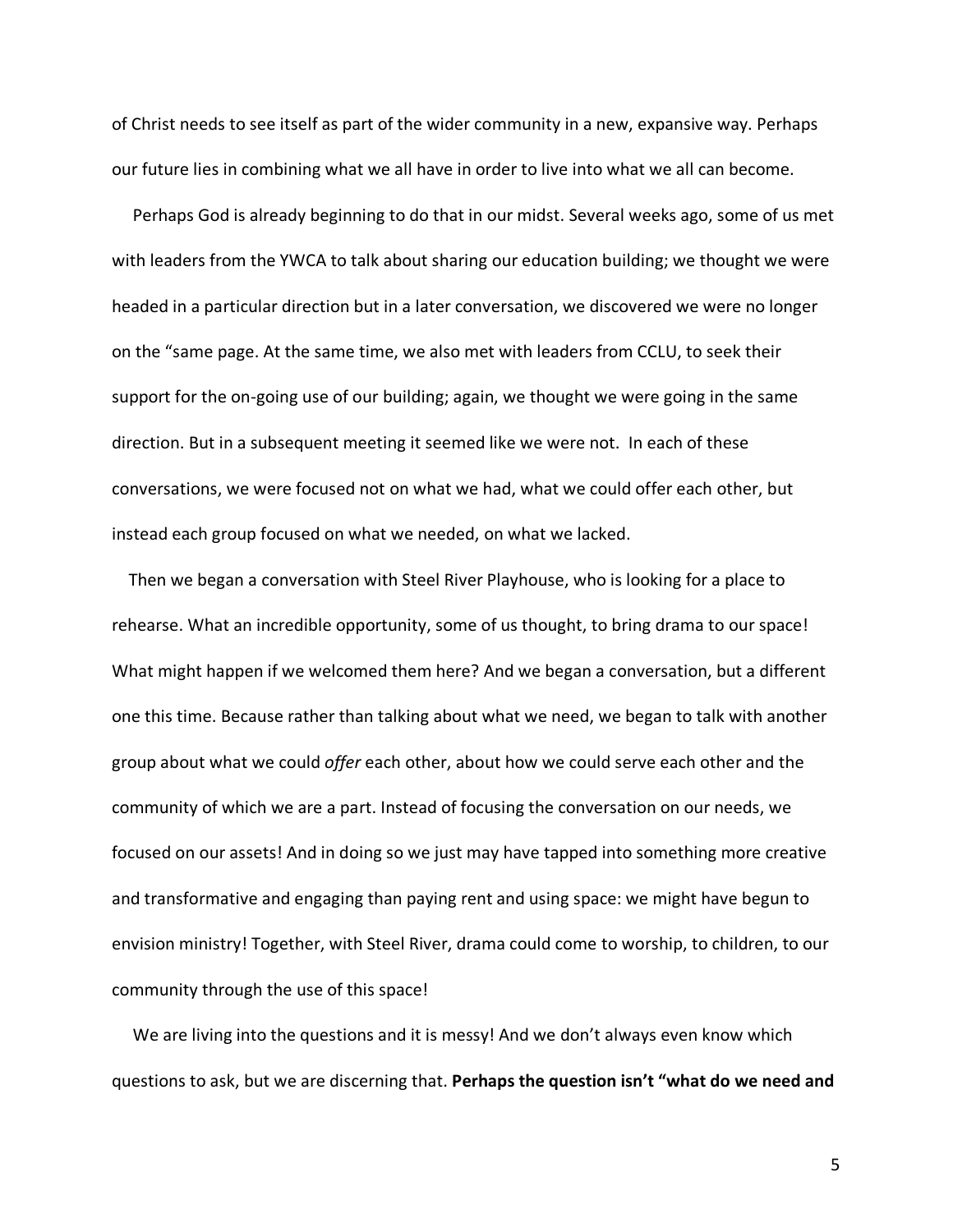of Christ needs to see itself as part of the wider community in a new, expansive way. Perhaps our future lies in combining what we all have in order to live into what we all can become.

Perhaps God is already beginning to do that in our midst. Several weeks ago, some of us met with leaders from the YWCA to talk about sharing our education building; we thought we were headed in a particular direction but in a later conversation, we discovered we were no longer on the "same page. At the same time, we also met with leaders from CCLU, to seek their support for the on-going use of our building; again, we thought we were going in the same direction. But in a subsequent meeting it seemed like we were not. In each of these conversations, we were focused not on what we had, what we could offer each other, but instead each group focused on what we needed, on what we lacked.

Then we began a conversation with Steel River Playhouse, who is looking for a place to rehearse. What an incredible opportunity, some of us thought, to bring drama to our space! What might happen if we welcomed them here? And we began a conversation, but a different one this time. Because rather than talking about what we need, we began to talk with another group about what we could *offer* each other, about how we could serve each other and the community of which we are a part. Instead of focusing the conversation on our needs, we focused on our assets! And in doing so we just may have tapped into something more creative and transformative and engaging than paying rent and using space: we might have begun to envision ministry! Together, with Steel River, drama could come to worship, to children, to our community through the use of this space!

We are living into the questions and it is messy! And we don't always even know which questions to ask, but we are discerning that. **Perhaps the question isn't "what do we need and**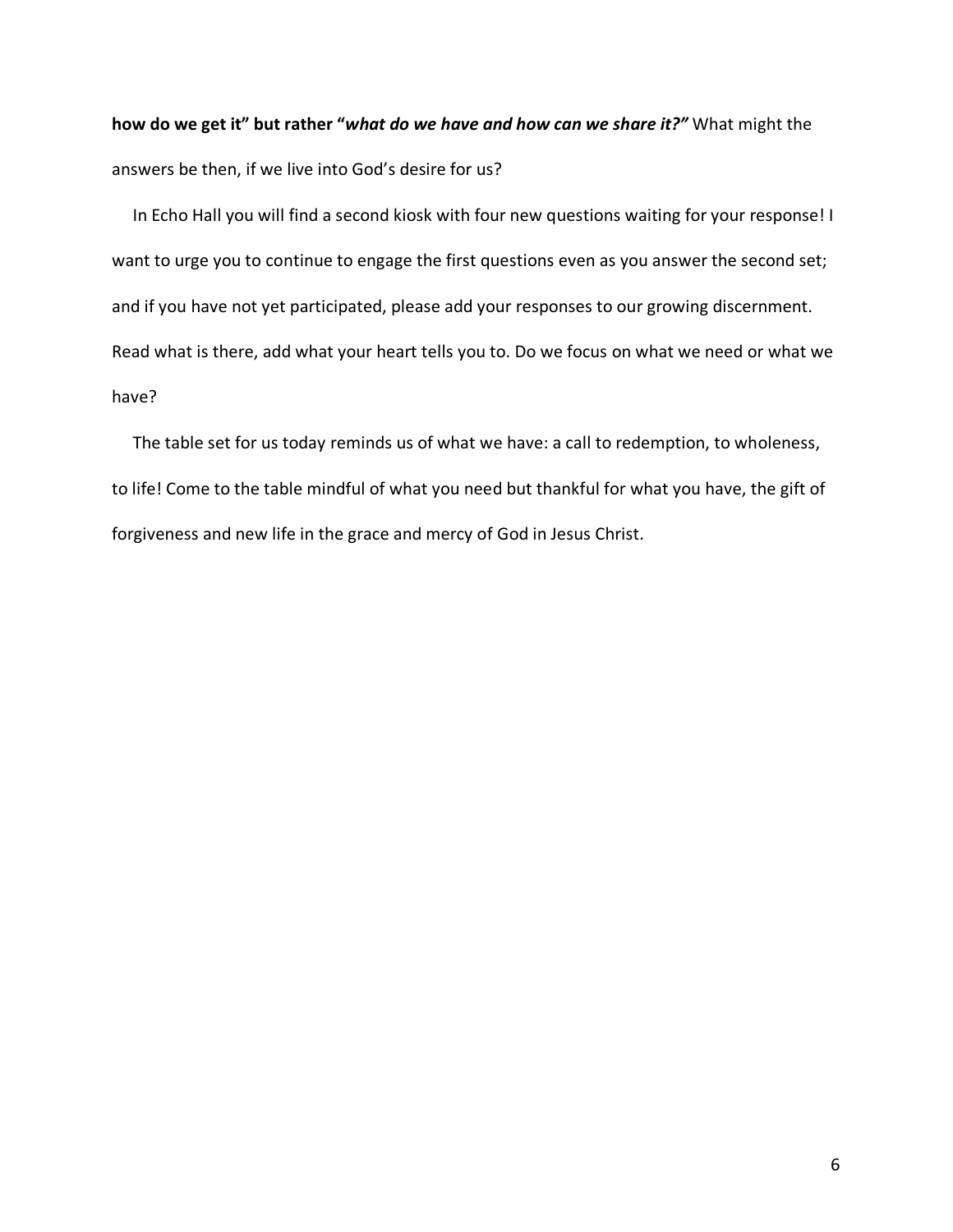**how do we get it" but rather "*what do we have and how can we share it?"*** What might the answers be then, if we live into God's desire for us?

In Echo Hall you will find a second kiosk with four new questions waiting for your response! I want to urge you to continue to engage the first questions even as you answer the second set; and if you have not yet participated, please add your responses to our growing discernment. Read what is there, add what your heart tells you to. Do we focus on what we need or what we have?

The table set for us today reminds us of what we have: a call to redemption, to wholeness, to life! Come to the table mindful of what you need but thankful for what you have, the gift of forgiveness and new life in the grace and mercy of God in Jesus Christ.